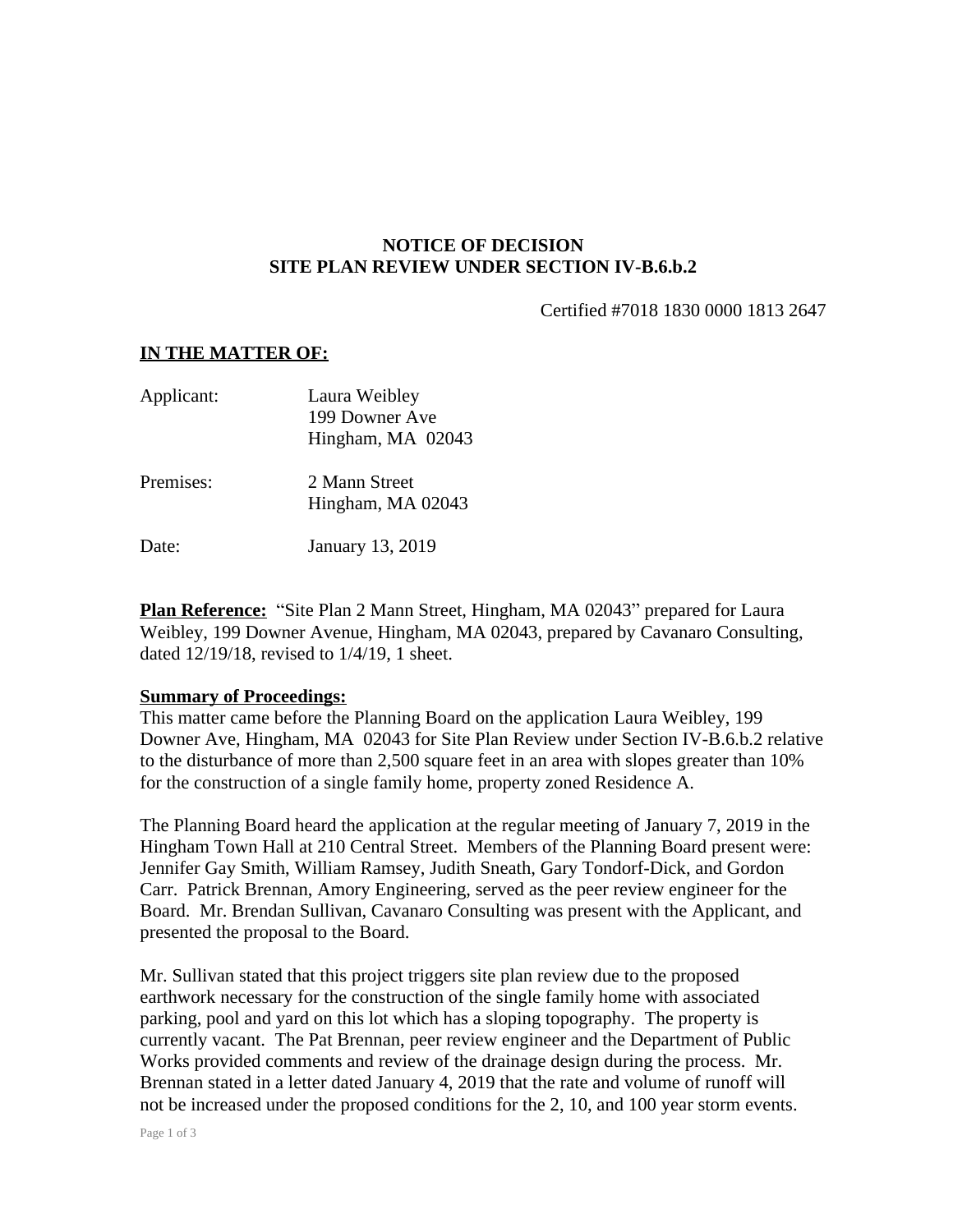# NOTICE OF DECISION
# SITE PLAN REVIEW UNDER SECTION IV-B.6.b.2

Certified #7018 1830 0000 1813 2647

**IN THE MATTER OF:**

| | |
|---|---|
| Applicant: | Laura Weibley<br>199 Downer Ave<br>Hingham, MA 02043 |
| Premises: | 2 Mann Street<br>Hingham, MA 02043 |
| Date: | January 13, 2019 |

**Plan Reference:** "Site Plan 2 Mann Street, Hingham, MA 02043" prepared for Laura Weibley, 199 Downer Avenue, Hingham, MA 02043, prepared by Cavanaro Consulting, dated 12/19/18, revised to 1/4/19, 1 sheet.

**Summary of Proceedings:**

This matter came before the Planning Board on the application Laura Weibley, 199 Downer Ave, Hingham, MA 02043 for Site Plan Review under Section IV-B.6.b.2 relative to the disturbance of more than 2,500 square feet in an area with slopes greater than 10% for the construction of a single family home, property zoned Residence A.

The Planning Board heard the application at the regular meeting of January 7, 2019 in the Hingham Town Hall at 210 Central Street. Members of the Planning Board present were: Jennifer Gay Smith, William Ramsey, Judith Sneath, Gary Tondorf-Dick, and Gordon Carr. Patrick Brennan, Amory Engineering, served as the peer review engineer for the Board. Mr. Brendan Sullivan, Cavanaro Consulting was present with the Applicant, and presented the proposal to the Board.

Mr. Sullivan stated that this project triggers site plan review due to the proposed earthwork necessary for the construction of the single family home with associated parking, pool and yard on this lot which has a sloping topography. The property is currently vacant. The Pat Brennan, peer review engineer and the Department of Public Works provided comments and review of the drainage design during the process. Mr. Brennan stated in a letter dated January 4, 2019 that the rate and volume of runoff will not be increased under the proposed conditions for the 2, 10, and 100 year storm events.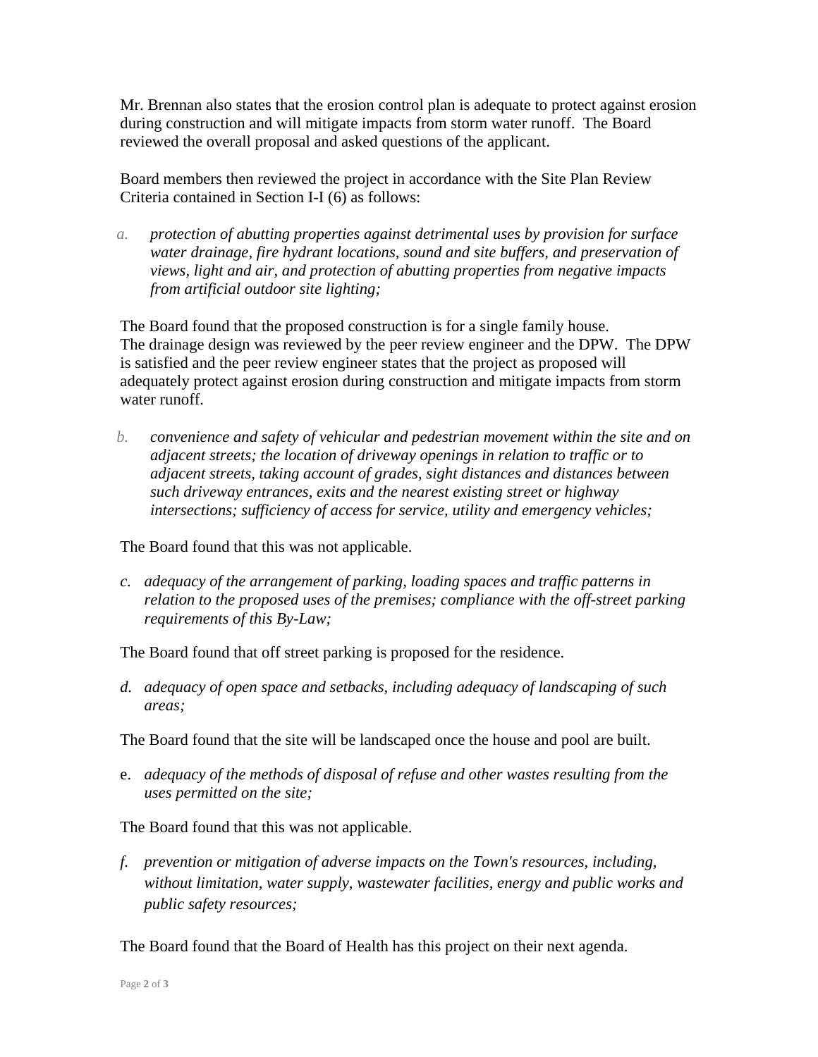Mr. Brennan also states that the erosion control plan is adequate to protect against erosion during construction and will mitigate impacts from storm water runoff. The Board reviewed the overall proposal and asked questions of the applicant.

Board members then reviewed the project in accordance with the Site Plan Review Criteria contained in Section I-I (6) as follows:

a. *protection of abutting properties against detrimental uses by provision for surface water drainage, fire hydrant locations, sound and site buffers, and preservation of views, light and air, and protection of abutting properties from negative impacts from artificial outdoor site lighting;*

The Board found that the proposed construction is for a single family house. The drainage design was reviewed by the peer review engineer and the DPW. The DPW is satisfied and the peer review engineer states that the project as proposed will adequately protect against erosion during construction and mitigate impacts from storm water runoff.

b. *convenience and safety of vehicular and pedestrian movement within the site and on adjacent streets; the location of driveway openings in relation to traffic or to adjacent streets, taking account of grades, sight distances and distances between such driveway entrances, exits and the nearest existing street or highway intersections; sufficiency of access for service, utility and emergency vehicles;*

The Board found that this was not applicable.

c. *adequacy of the arrangement of parking, loading spaces and traffic patterns in relation to the proposed uses of the premises; compliance with the off-street parking requirements of this By-Law;*

The Board found that off street parking is proposed for the residence.

d. *adequacy of open space and setbacks, including adequacy of landscaping of such areas;*

The Board found that the site will be landscaped once the house and pool are built.

e. *adequacy of the methods of disposal of refuse and other wastes resulting from the uses permitted on the site;*

The Board found that this was not applicable.

f. *prevention or mitigation of adverse impacts on the Town's resources, including, without limitation, water supply, wastewater facilities, energy and public works and public safety resources;*

The Board found that the Board of Health has this project on their next agenda.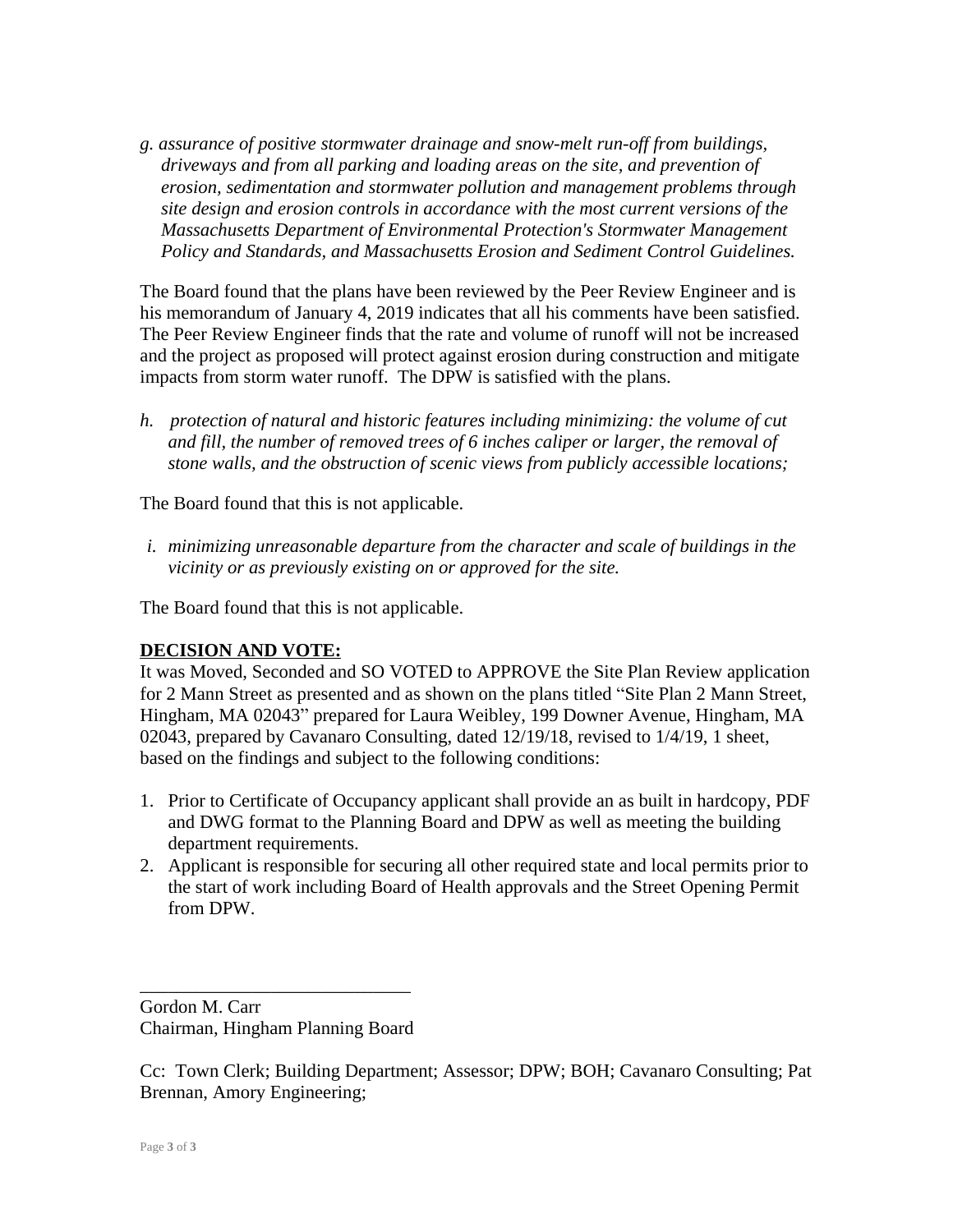*g. assurance of positive stormwater drainage and snow-melt run-off from buildings, driveways and from all parking and loading areas on the site, and prevention of erosion, sedimentation and stormwater pollution and management problems through site design and erosion controls in accordance with the most current versions of the Massachusetts Department of Environmental Protection's Stormwater Management Policy and Standards, and Massachusetts Erosion and Sediment Control Guidelines.*

The Board found that the plans have been reviewed by the Peer Review Engineer and is his memorandum of January 4, 2019 indicates that all his comments have been satisfied. The Peer Review Engineer finds that the rate and volume of runoff will not be increased and the project as proposed will protect against erosion during construction and mitigate impacts from storm water runoff. The DPW is satisfied with the plans.

*h. protection of natural and historic features including minimizing: the volume of cut and fill, the number of removed trees of 6 inches caliper or larger, the removal of stone walls, and the obstruction of scenic views from publicly accessible locations;*

The Board found that this is not applicable.

*i. minimizing unreasonable departure from the character and scale of buildings in the vicinity or as previously existing on or approved for the site.*

The Board found that this is not applicable.

**DECISION AND VOTE:**

It was Moved, Seconded and SO VOTED to APPROVE the Site Plan Review application for 2 Mann Street as presented and as shown on the plans titled "Site Plan 2 Mann Street, Hingham, MA 02043" prepared for Laura Weibley, 199 Downer Avenue, Hingham, MA 02043, prepared by Cavanaro Consulting, dated 12/19/18, revised to 1/4/19, 1 sheet, based on the findings and subject to the following conditions:

1. Prior to Certificate of Occupancy applicant shall provide an as built in hardcopy, PDF and DWG format to the Planning Board and DPW as well as meeting the building department requirements.
2. Applicant is responsible for securing all other required state and local permits prior to the start of work including Board of Health approvals and the Street Opening Permit from DPW.

\_\_\_\_\_\_\_\_\_\_\_\_\_\_\_\_\_\_\_\_\_\_\_\_\_\_\_\_\_\_

Gordon M. Carr
Chairman, Hingham Planning Board

Cc: Town Clerk; Building Department; Assessor; DPW; BOH; Cavanaro Consulting; Pat Brennan, Amory Engineering;